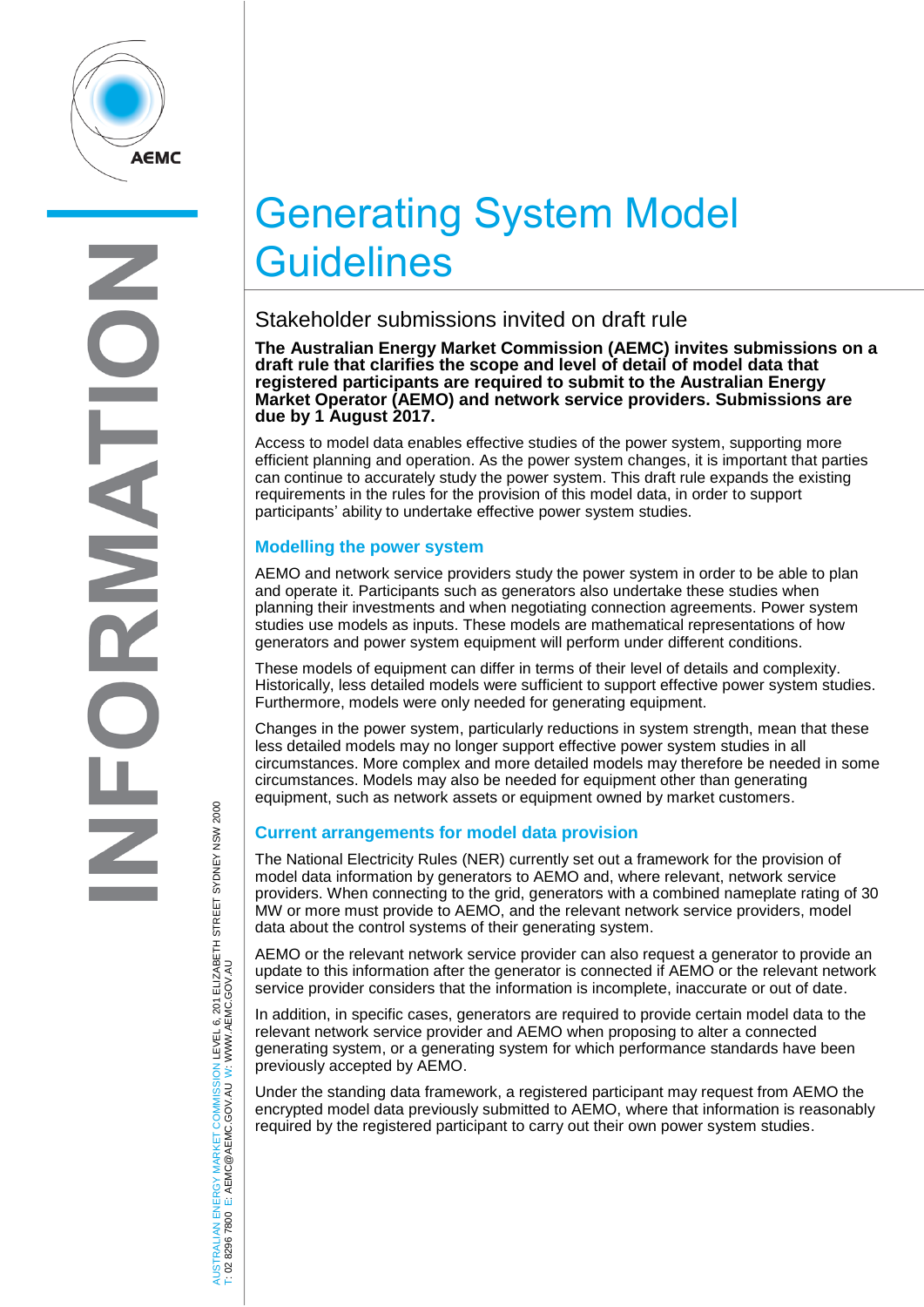# Generating System Model Guidelines

## Stakeholder submissions invited on draft rule

**The Australian Energy Market Commission (AEMC) invites submissions on a draft rule that clarifies the scope and level of detail of model data that registered participants are required to submit to the Australian Energy Market Operator (AEMO) and network service providers. Submissions are due by 1 August 2017.**

Access to model data enables effective studies of the power system, supporting more efficient planning and operation. As the power system changes, it is important that parties can continue to accurately study the power system. This draft rule expands the existing requirements in the rules for the provision of this model data, in order to support participants' ability to undertake effective power system studies.

### Modelling the power system

AEMO and network service providers study the power system in order to be able to plan and operate it. Participants such as generators also undertake these studies when planning their investments and when negotiating connection agreements. Power system studies use models as inputs. These models are mathematical representations of how generators and power system equipment will perform under different conditions.

These models of equipment can differ in terms of their level of details and complexity. Historically, less detailed models were sufficient to support effective power system studies. Furthermore, models were only needed for generating equipment.

Changes in the power system, particularly reductions in system strength, mean that these less detailed models may no longer support effective power system studies in all circumstances. More complex and more detailed models may therefore be needed in some circumstances. Models may also be needed for equipment other than generating equipment, such as network assets or equipment owned by market customers.

### Current arrangements for model data provision

The National Electricity Rules (NER) currently set out a framework for the provision of model data information by generators to AEMO and, where relevant, network service providers. When connecting to the grid, generators with a combined nameplate rating of 30 MW or more must provide to AEMO, and the relevant network service providers, model data about the control systems of their generating system.

AEMO or the relevant network service provider can also request a generator to provide an update to this information after the generator is connected if AEMO or the relevant network service provider considers that the information is incomplete, inaccurate or out of date.

In addition, in specific cases, generators are required to provide certain model data to the relevant network service provider and AEMO when proposing to alter a connected generating system, or a generating system for which performance standards have been previously accepted by AEMO.

Under the standing data framework, a registered participant may request from AEMO the encrypted model data previously submitted to AEMO, where that information is reasonably required by the registered participant to carry out their own power system studies.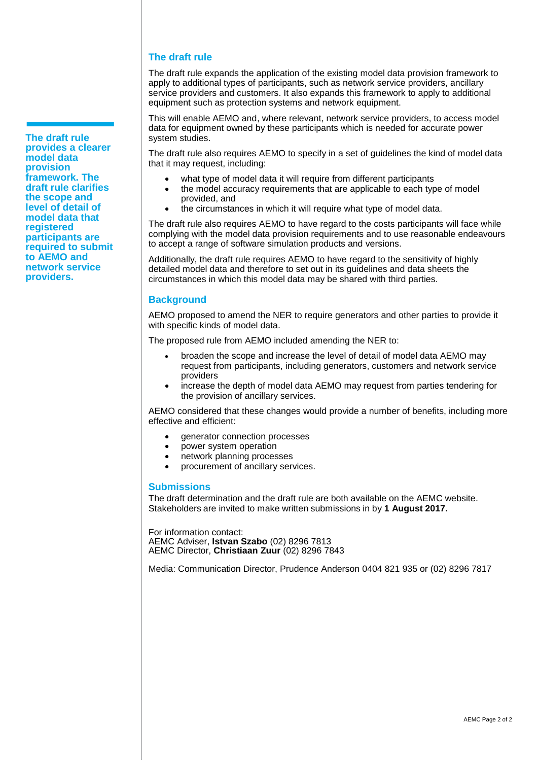**The draft rule provides a clearer model data provision framework. The draft rule clarifies the scope and level of detail of model data that registered participants are required to submit to AEMO and network service providers.**

## The draft rule

The draft rule expands the application of the existing model data provision framework to apply to additional types of participants, such as network service providers, ancillary service providers and customers. It also expands this framework to apply to additional equipment such as protection systems and network equipment.

This will enable AEMO and, where relevant, network service providers, to access model data for equipment owned by these participants which is needed for accurate power system studies.

The draft rule also requires AEMO to specify in a set of guidelines the kind of model data that it may request, including:

- what type of model data it will require from different participants
- the model accuracy requirements that are applicable to each type of model provided, and
- the circumstances in which it will require what type of model data.

The draft rule also requires AEMO to have regard to the costs participants will face while complying with the model data provision requirements and to use reasonable endeavours to accept a range of software simulation products and versions.

Additionally, the draft rule requires AEMO to have regard to the sensitivity of highly detailed model data and therefore to set out in its guidelines and data sheets the circumstances in which this model data may be shared with third parties.

## Background

AEMO proposed to amend the NER to require generators and other parties to provide it with specific kinds of model data.

The proposed rule from AEMO included amending the NER to:

- broaden the scope and increase the level of detail of model data AEMO may request from participants, including generators, customers and network service providers
- increase the depth of model data AEMO may request from parties tendering for the provision of ancillary services.

AEMO considered that these changes would provide a number of benefits, including more effective and efficient:

- generator connection processes
- power system operation
- network planning processes
- procurement of ancillary services.

## Submissions

The draft determination and the draft rule are both available on the AEMC website. Stakeholders are invited to make written submissions in by **1 August 2017.**

For information contact:
AEMC Adviser, **Istvan Szabo** (02) 8296 7813
AEMC Director, **Christiaan Zuur** (02) 8296 7843

Media: Communication Director, Prudence Anderson 0404 821 935 or (02) 8296 7817